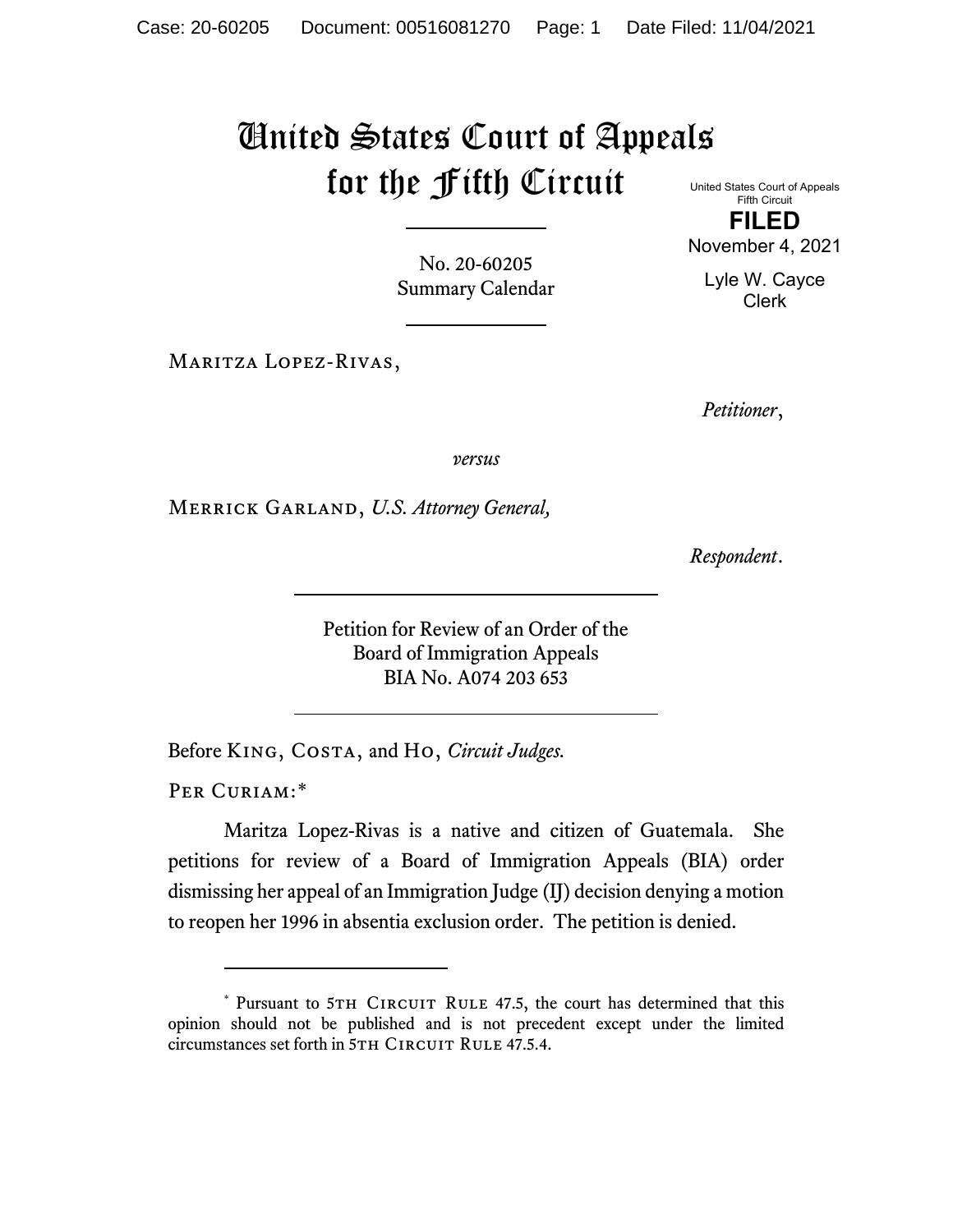# United States Court of Appeals for the Fifth Circuit

United States Court of Appeals
Fifth Circuit

**FILED**

November 4, 2021

Lyle W. Cayce
Clerk

No. 20-60205
Summary Calendar

Maritza Lopez-Rivas,

*Petitioner*,

*versus*

Merrick Garland, *U.S. Attorney General,*

*Respondent*.

Petition for Review of an Order of the
Board of Immigration Appeals
BIA No. A074 203 653

Before King, Costa, and Ho, *Circuit Judges.*

Per Curiam:*

Maritza Lopez-Rivas is a native and citizen of Guatemala. She petitions for review of a Board of Immigration Appeals (BIA) order dismissing her appeal of an Immigration Judge (IJ) decision denying a motion to reopen her 1996 in absentia exclusion order. The petition is denied.

---

\* Pursuant to 5th Circuit Rule 47.5, the court has determined that this opinion should not be published and is not precedent except under the limited circumstances set forth in 5th Circuit Rule 47.5.4.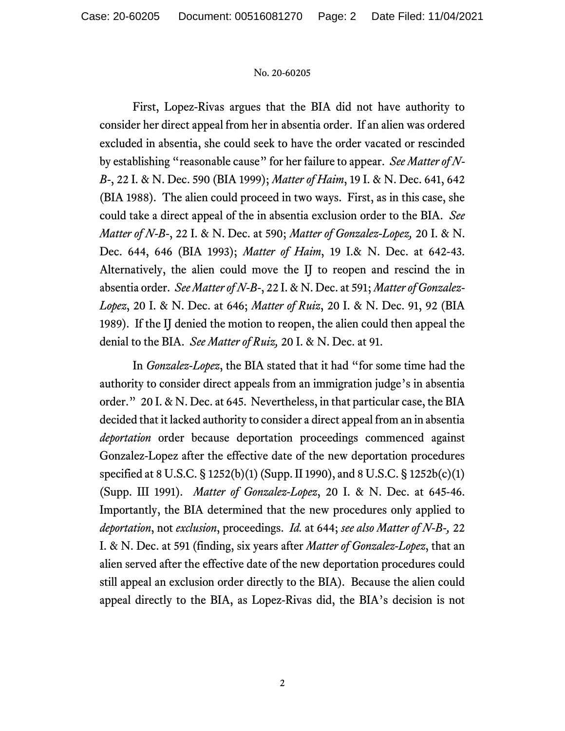First, Lopez-Rivas argues that the BIA did not have authority to consider her direct appeal from her in absentia order. If an alien was ordered excluded in absentia, she could seek to have the order vacated or rescinded by establishing "reasonable cause" for her failure to appear. *See Matter of N-B-*, 22 I. & N. Dec. 590 (BIA 1999); *Matter of Haim*, 19 I. & N. Dec. 641, 642 (BIA 1988). The alien could proceed in two ways. First, as in this case, she could take a direct appeal of the in absentia exclusion order to the BIA. *See Matter of N-B-*, 22 I. & N. Dec. at 590; *Matter of Gonzalez-Lopez,* 20 I. & N. Dec. 644, 646 (BIA 1993); *Matter of Haim*, 19 I.& N. Dec. at 642-43. Alternatively, the alien could move the IJ to reopen and rescind the in absentia order. *See Matter of N-B-*, 22 I. & N. Dec. at 591; *Matter of Gonzalez-Lopez*, 20 I. & N. Dec. at 646; *Matter of Ruiz*, 20 I. & N. Dec. 91, 92 (BIA 1989). If the IJ denied the motion to reopen, the alien could then appeal the denial to the BIA. *See Matter of Ruiz,* 20 I. & N. Dec. at 91.

In *Gonzalez-Lopez*, the BIA stated that it had "for some time had the authority to consider direct appeals from an immigration judge's in absentia order." 20 I. & N. Dec. at 645. Nevertheless, in that particular case, the BIA decided that it lacked authority to consider a direct appeal from an in absentia *deportation* order because deportation proceedings commenced against Gonzalez-Lopez after the effective date of the new deportation procedures specified at 8 U.S.C. § 1252(b)(1) (Supp. II 1990), and 8 U.S.C. § 1252b(c)(1) (Supp. III 1991). *Matter of Gonzalez-Lopez*, 20 I. & N. Dec. at 645-46. Importantly, the BIA determined that the new procedures only applied to *deportation*, not *exclusion*, proceedings. *Id.* at 644; *see also Matter of N-B-,* 22 I. & N. Dec. at 591 (finding, six years after *Matter of Gonzalez-Lopez*, that an alien served after the effective date of the new deportation procedures could still appeal an exclusion order directly to the BIA). Because the alien could appeal directly to the BIA, as Lopez-Rivas did, the BIA's decision is not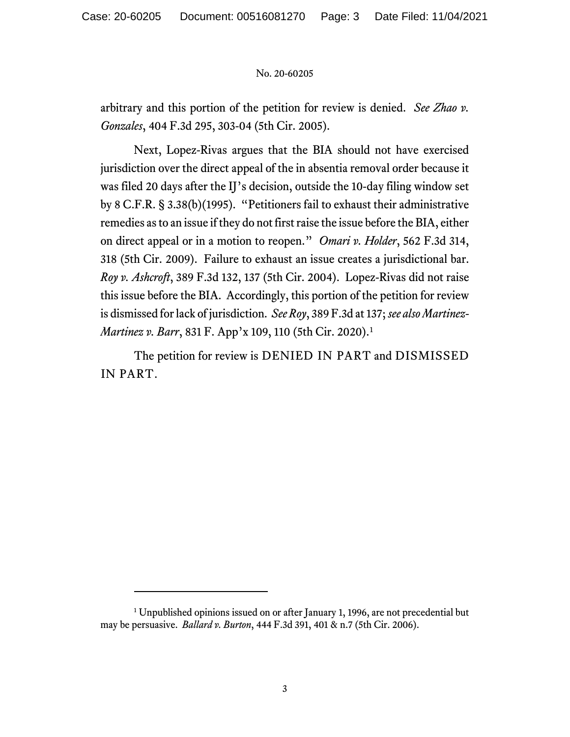arbitrary and this portion of the petition for review is denied. *See Zhao v. Gonzales*, 404 F.3d 295, 303-04 (5th Cir. 2005).

Next, Lopez-Rivas argues that the BIA should not have exercised jurisdiction over the direct appeal of the in absentia removal order because it was filed 20 days after the IJ's decision, outside the 10-day filing window set by 8 C.F.R. § 3.38(b)(1995). "Petitioners fail to exhaust their administrative remedies as to an issue if they do not first raise the issue before the BIA, either on direct appeal or in a motion to reopen." *Omari v. Holder*, 562 F.3d 314, 318 (5th Cir. 2009). Failure to exhaust an issue creates a jurisdictional bar. *Roy v. Ashcroft*, 389 F.3d 132, 137 (5th Cir. 2004). Lopez-Rivas did not raise this issue before the BIA. Accordingly, this portion of the petition for review is dismissed for lack of jurisdiction. *See Roy*, 389 F.3d at 137; *see also Martinez-Martinez v. Barr*, 831 F. App'x 109, 110 (5th Cir. 2020).[1]

The petition for review is DENIED IN PART and DISMISSED IN PART.

---

[1] Unpublished opinions issued on or after January 1, 1996, are not precedential but may be persuasive. *Ballard v. Burton*, 444 F.3d 391, 401 & n.7 (5th Cir. 2006).